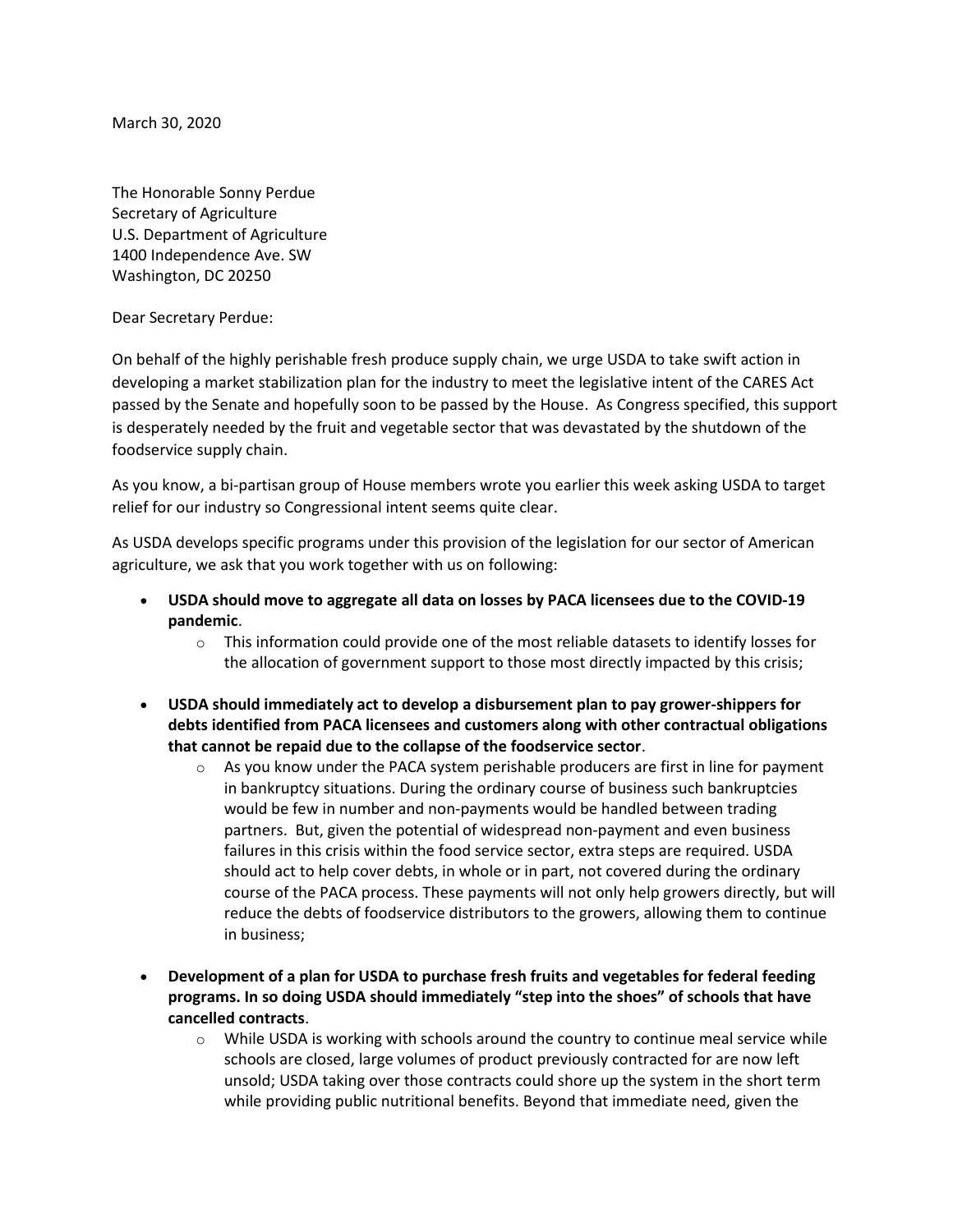March 30, 2020

The Honorable Sonny Perdue
Secretary of Agriculture
U.S. Department of Agriculture
1400 Independence Ave. SW
Washington, DC 20250

Dear Secretary Perdue:

On behalf of the highly perishable fresh produce supply chain, we urge USDA to take swift action in developing a market stabilization plan for the industry to meet the legislative intent of the CARES Act passed by the Senate and hopefully soon to be passed by the House. As Congress specified, this support is desperately needed by the fruit and vegetable sector that was devastated by the shutdown of the foodservice supply chain.

As you know, a bi-partisan group of House members wrote you earlier this week asking USDA to target relief for our industry so Congressional intent seems quite clear.

As USDA develops specific programs under this provision of the legislation for our sector of American agriculture, we ask that you work together with us on following:

- **USDA should move to aggregate all data on losses by PACA licensees due to the COVID-19 pandemic**.
    - This information could provide one of the most reliable datasets to identify losses for the allocation of government support to those most directly impacted by this crisis;

- **USDA should immediately act to develop a disbursement plan to pay grower-shippers for debts identified from PACA licensees and customers along with other contractual obligations that cannot be repaid due to the collapse of the foodservice sector**.
    - As you know under the PACA system perishable producers are first in line for payment in bankruptcy situations. During the ordinary course of business such bankruptcies would be few in number and non-payments would be handled between trading partners. But, given the potential of widespread non-payment and even business failures in this crisis within the food service sector, extra steps are required. USDA should act to help cover debts, in whole or in part, not covered during the ordinary course of the PACA process. These payments will not only help growers directly, but will reduce the debts of foodservice distributors to the growers, allowing them to continue in business;

- **Development of a plan for USDA to purchase fresh fruits and vegetables for federal feeding programs. In so doing USDA should immediately "step into the shoes" of schools that have cancelled contracts**.
    - While USDA is working with schools around the country to continue meal service while schools are closed, large volumes of product previously contracted for are now left unsold; USDA taking over those contracts could shore up the system in the short term while providing public nutritional benefits. Beyond that immediate need, given the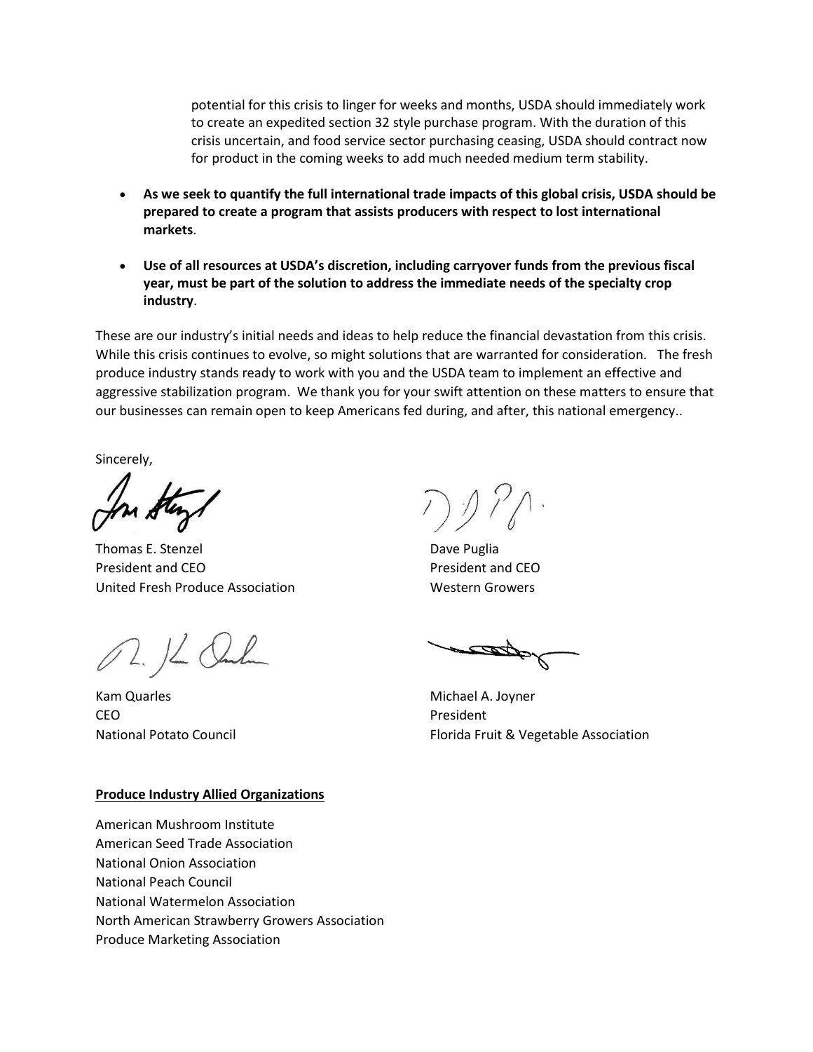potential for this crisis to linger for weeks and months, USDA should immediately work to create an expedited section 32 style purchase program. With the duration of this crisis uncertain, and food service sector purchasing ceasing, USDA should contract now for product in the coming weeks to add much needed medium term stability.

- **As we seek to quantify the full international trade impacts of this global crisis, USDA should be prepared to create a program that assists producers with respect to lost international markets**.

- **Use of all resources at USDA's discretion, including carryover funds from the previous fiscal year, must be part of the solution to address the immediate needs of the specialty crop industry**.

These are our industry's initial needs and ideas to help reduce the financial devastation from this crisis. While this crisis continues to evolve, so might solutions that are warranted for consideration. The fresh produce industry stands ready to work with you and the USDA team to implement an effective and aggressive stabilization program. We thank you for your swift attention on these matters to ensure that our businesses can remain open to keep Americans fed during, and after, this national emergency..

Sincerely,

Thomas E. Stenzel
President and CEO
United Fresh Produce Association

Dave Puglia
President and CEO
Western Growers

Kam Quarles
CEO
National Potato Council

Michael A. Joyner
President
Florida Fruit & Vegetable Association

**Produce Industry Allied Organizations**

American Mushroom Institute
American Seed Trade Association
National Onion Association
National Peach Council
National Watermelon Association
North American Strawberry Growers Association
Produce Marketing Association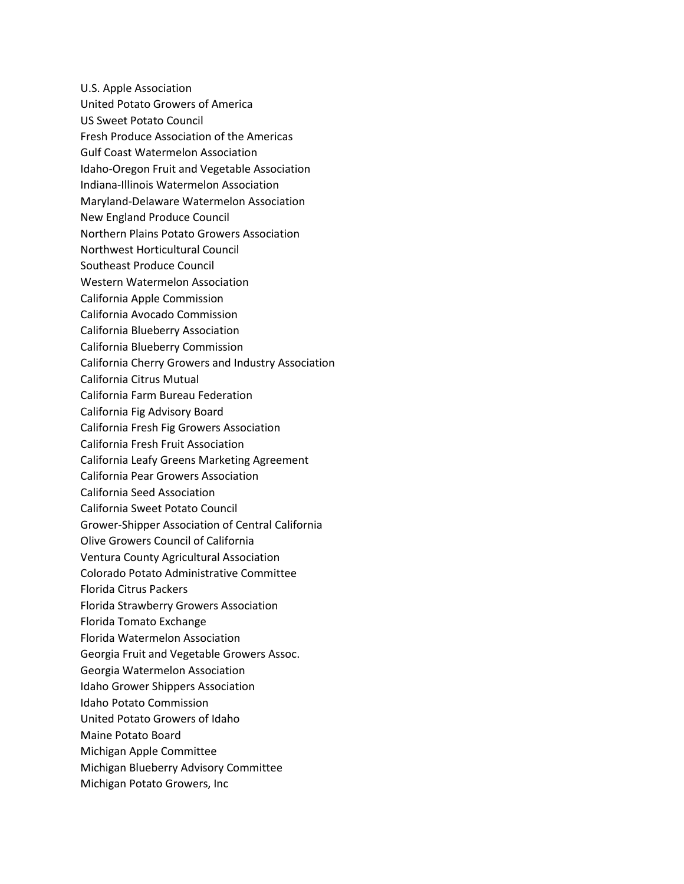U.S. Apple Association
United Potato Growers of America
US Sweet Potato Council
Fresh Produce Association of the Americas
Gulf Coast Watermelon Association
Idaho-Oregon Fruit and Vegetable Association
Indiana-Illinois Watermelon Association
Maryland-Delaware Watermelon Association
New England Produce Council
Northern Plains Potato Growers Association
Northwest Horticultural Council
Southeast Produce Council
Western Watermelon Association
California Apple Commission
California Avocado Commission
California Blueberry Association
California Blueberry Commission
California Cherry Growers and Industry Association
California Citrus Mutual
California Farm Bureau Federation
California Fig Advisory Board
California Fresh Fig Growers Association
California Fresh Fruit Association
California Leafy Greens Marketing Agreement
California Pear Growers Association
California Seed Association
California Sweet Potato Council
Grower-Shipper Association of Central California
Olive Growers Council of California
Ventura County Agricultural Association
Colorado Potato Administrative Committee
Florida Citrus Packers
Florida Strawberry Growers Association
Florida Tomato Exchange
Florida Watermelon Association
Georgia Fruit and Vegetable Growers Assoc.
Georgia Watermelon Association
Idaho Grower Shippers Association
Idaho Potato Commission
United Potato Growers of Idaho
Maine Potato Board
Michigan Apple Committee
Michigan Blueberry Advisory Committee
Michigan Potato Growers, Inc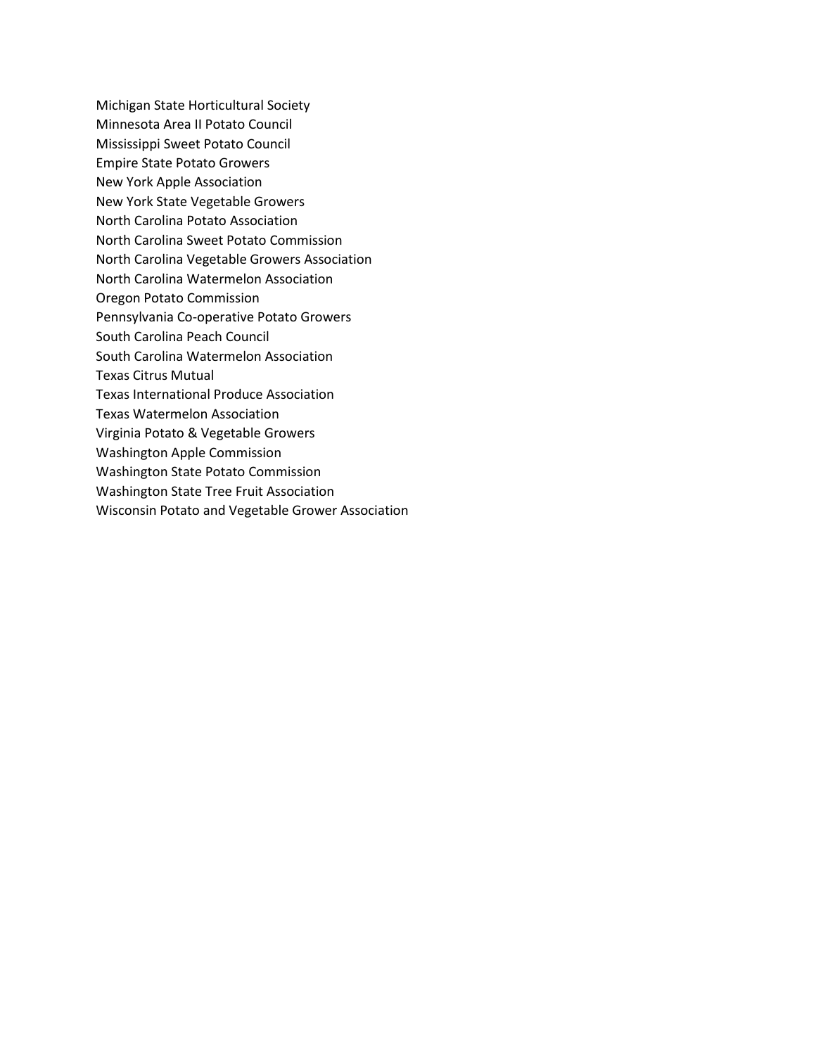Michigan State Horticultural Society
Minnesota Area II Potato Council
Mississippi Sweet Potato Council
Empire State Potato Growers
New York Apple Association
New York State Vegetable Growers
North Carolina Potato Association
North Carolina Sweet Potato Commission
North Carolina Vegetable Growers Association
North Carolina Watermelon Association
Oregon Potato Commission
Pennsylvania Co-operative Potato Growers
South Carolina Peach Council
South Carolina Watermelon Association
Texas Citrus Mutual
Texas International Produce Association
Texas Watermelon Association
Virginia Potato & Vegetable Growers
Washington Apple Commission
Washington State Potato Commission
Washington State Tree Fruit Association
Wisconsin Potato and Vegetable Grower Association